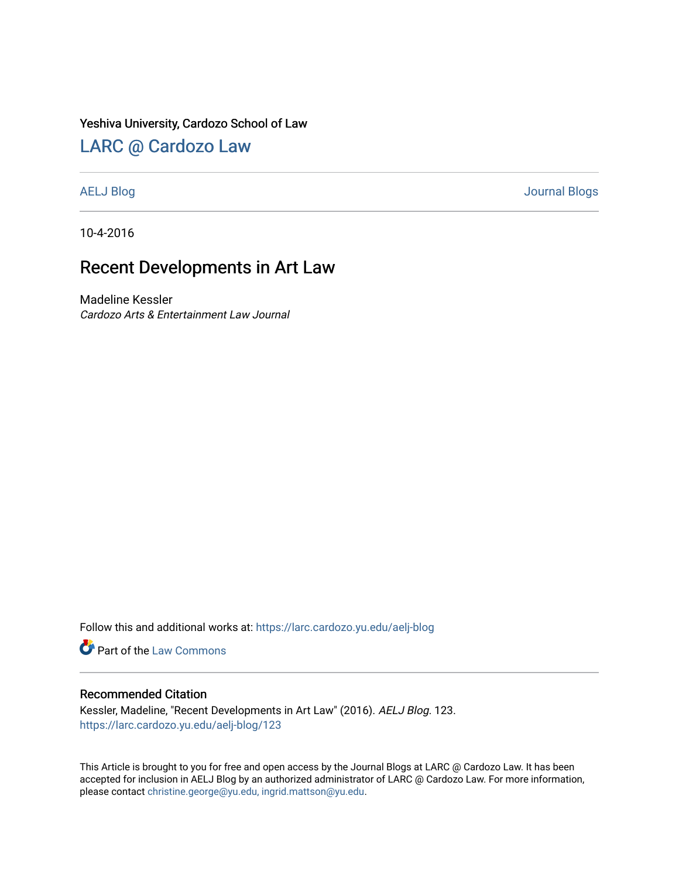Yeshiva University, Cardozo School of Law

## LARC @ Cardozo Law

AELJ Blog | Journal Blogs

10-4-2016

# Recent Developments in Art Law

Madeline Kessler
*Cardozo Arts & Entertainment Law Journal*

Follow this and additional works at: https://larc.cardozo.yu.edu/aelj-blog

Part of the Law Commons

### Recommended Citation

Kessler, Madeline, "Recent Developments in Art Law" (2016). *AELJ Blog*. 123.
https://larc.cardozo.yu.edu/aelj-blog/123

This Article is brought to you for free and open access by the Journal Blogs at LARC @ Cardozo Law. It has been accepted for inclusion in AELJ Blog by an authorized administrator of LARC @ Cardozo Law. For more information, please contact christine.george@yu.edu, ingrid.mattson@yu.edu.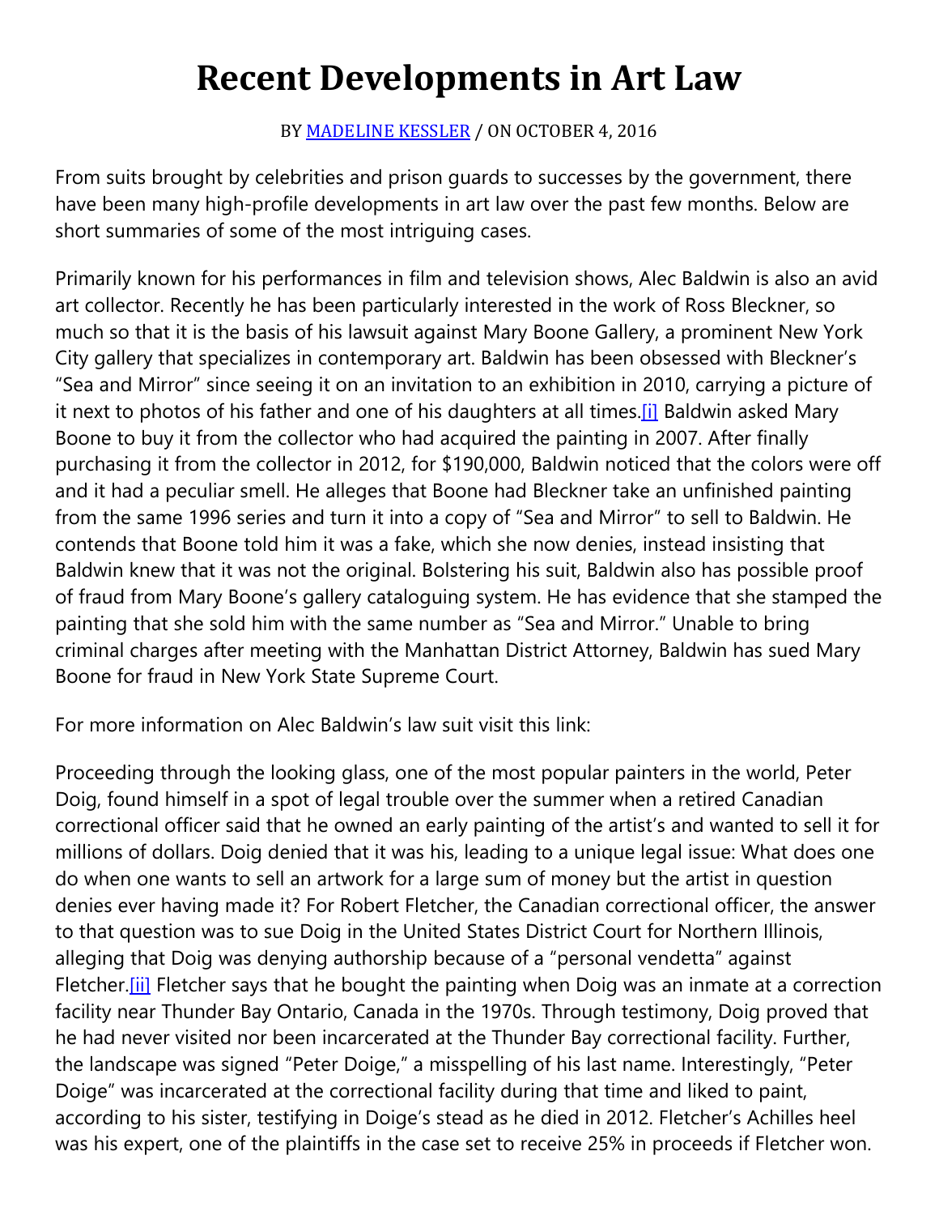# Recent Developments in Art Law

BY MADELINE KESSLER / ON OCTOBER 4, 2016

From suits brought by celebrities and prison guards to successes by the government, there have been many high-profile developments in art law over the past few months. Below are short summaries of some of the most intriguing cases.

Primarily known for his performances in film and television shows, Alec Baldwin is also an avid art collector. Recently he has been particularly interested in the work of Ross Bleckner, so much so that it is the basis of his lawsuit against Mary Boone Gallery, a prominent New York City gallery that specializes in contemporary art. Baldwin has been obsessed with Bleckner's "Sea and Mirror" since seeing it on an invitation to an exhibition in 2010, carrying a picture of it next to photos of his father and one of his daughters at all times.[i] Baldwin asked Mary Boone to buy it from the collector who had acquired the painting in 2007. After finally purchasing it from the collector in 2012, for $190,000, Baldwin noticed that the colors were off and it had a peculiar smell. He alleges that Boone had Bleckner take an unfinished painting from the same 1996 series and turn it into a copy of "Sea and Mirror" to sell to Baldwin. He contends that Boone told him it was a fake, which she now denies, instead insisting that Baldwin knew that it was not the original. Bolstering his suit, Baldwin also has possible proof of fraud from Mary Boone's gallery cataloguing system. He has evidence that she stamped the painting that she sold him with the same number as "Sea and Mirror." Unable to bring criminal charges after meeting with the Manhattan District Attorney, Baldwin has sued Mary Boone for fraud in New York State Supreme Court.

For more information on Alec Baldwin's law suit visit this link:

Proceeding through the looking glass, one of the most popular painters in the world, Peter Doig, found himself in a spot of legal trouble over the summer when a retired Canadian correctional officer said that he owned an early painting of the artist's and wanted to sell it for millions of dollars. Doig denied that it was his, leading to a unique legal issue: What does one do when one wants to sell an artwork for a large sum of money but the artist in question denies ever having made it? For Robert Fletcher, the Canadian correctional officer, the answer to that question was to sue Doig in the United States District Court for Northern Illinois, alleging that Doig was denying authorship because of a "personal vendetta" against Fletcher.[ii] Fletcher says that he bought the painting when Doig was an inmate at a correction facility near Thunder Bay Ontario, Canada in the 1970s. Through testimony, Doig proved that he had never visited nor been incarcerated at the Thunder Bay correctional facility. Further, the landscape was signed "Peter Doige," a misspelling of his last name. Interestingly, "Peter Doige" was incarcerated at the correctional facility during that time and liked to paint, according to his sister, testifying in Doige's stead as he died in 2012. Fletcher's Achilles heel was his expert, one of the plaintiffs in the case set to receive 25% in proceeds if Fletcher won.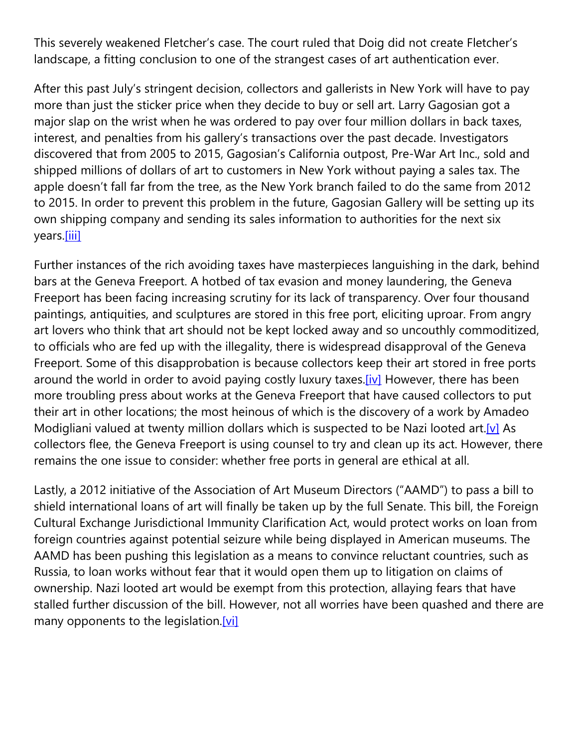This severely weakened Fletcher's case. The court ruled that Doig did not create Fletcher's landscape, a fitting conclusion to one of the strangest cases of art authentication ever.

After this past July's stringent decision, collectors and gallerists in New York will have to pay more than just the sticker price when they decide to buy or sell art. Larry Gagosian got a major slap on the wrist when he was ordered to pay over four million dollars in back taxes, interest, and penalties from his gallery's transactions over the past decade. Investigators discovered that from 2005 to 2015, Gagosian's California outpost, Pre-War Art Inc., sold and shipped millions of dollars of art to customers in New York without paying a sales tax. The apple doesn't fall far from the tree, as the New York branch failed to do the same from 2012 to 2015. In order to prevent this problem in the future, Gagosian Gallery will be setting up its own shipping company and sending its sales information to authorities for the next six years.[iii]

Further instances of the rich avoiding taxes have masterpieces languishing in the dark, behind bars at the Geneva Freeport. A hotbed of tax evasion and money laundering, the Geneva Freeport has been facing increasing scrutiny for its lack of transparency. Over four thousand paintings, antiquities, and sculptures are stored in this free port, eliciting uproar. From angry art lovers who think that art should not be kept locked away and so uncouthly commoditized, to officials who are fed up with the illegality, there is widespread disapproval of the Geneva Freeport. Some of this disapprobation is because collectors keep their art stored in free ports around the world in order to avoid paying costly luxury taxes.[iv] However, there has been more troubling press about works at the Geneva Freeport that have caused collectors to put their art in other locations; the most heinous of which is the discovery of a work by Amadeo Modigliani valued at twenty million dollars which is suspected to be Nazi looted art.[v] As collectors flee, the Geneva Freeport is using counsel to try and clean up its act. However, there remains the one issue to consider: whether free ports in general are ethical at all.

Lastly, a 2012 initiative of the Association of Art Museum Directors ("AAMD") to pass a bill to shield international loans of art will finally be taken up by the full Senate. This bill, the Foreign Cultural Exchange Jurisdictional Immunity Clarification Act, would protect works on loan from foreign countries against potential seizure while being displayed in American museums. The AAMD has been pushing this legislation as a means to convince reluctant countries, such as Russia, to loan works without fear that it would open them up to litigation on claims of ownership. Nazi looted art would be exempt from this protection, allaying fears that have stalled further discussion of the bill. However, not all worries have been quashed and there are many opponents to the legislation.[vi]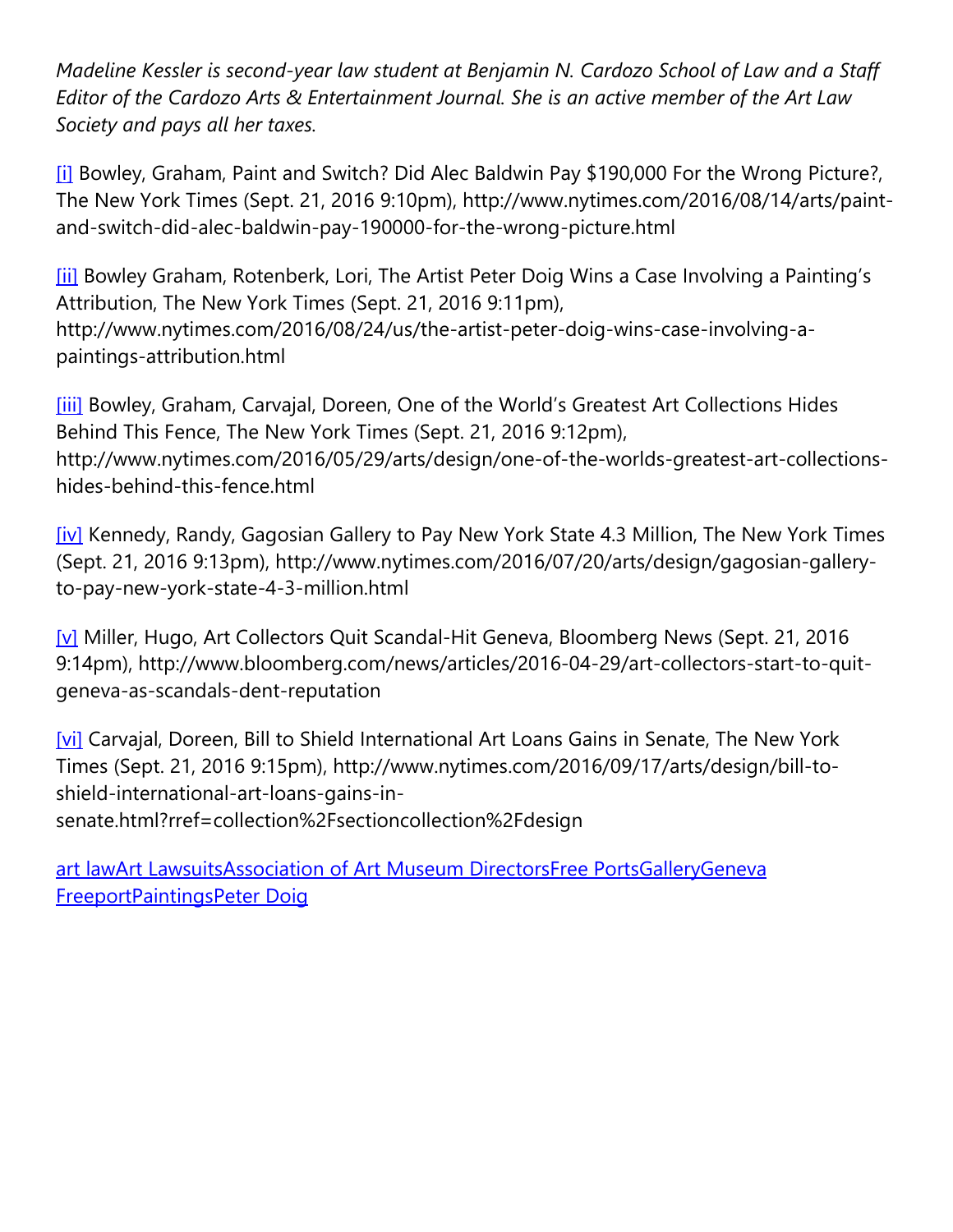*Madeline Kessler is second-year law student at Benjamin N. Cardozo School of Law and a Staff Editor of the Cardozo Arts & Entertainment Journal. She is an active member of the Art Law Society and pays all her taxes.*

[i] Bowley, Graham, Paint and Switch? Did Alec Baldwin Pay $190,000 For the Wrong Picture?, The New York Times (Sept. 21, 2016 9:10pm), http://www.nytimes.com/2016/08/14/arts/paint-and-switch-did-alec-baldwin-pay-190000-for-the-wrong-picture.html

[ii] Bowley Graham, Rotenberk, Lori, The Artist Peter Doig Wins a Case Involving a Painting's Attribution, The New York Times (Sept. 21, 2016 9:11pm), http://www.nytimes.com/2016/08/24/us/the-artist-peter-doig-wins-case-involving-a-paintings-attribution.html

[iii] Bowley, Graham, Carvajal, Doreen, One of the World's Greatest Art Collections Hides Behind This Fence, The New York Times (Sept. 21, 2016 9:12pm), http://www.nytimes.com/2016/05/29/arts/design/one-of-the-worlds-greatest-art-collections-hides-behind-this-fence.html

[iv] Kennedy, Randy, Gagosian Gallery to Pay New York State 4.3 Million, The New York Times (Sept. 21, 2016 9:13pm), http://www.nytimes.com/2016/07/20/arts/design/gagosian-gallery-to-pay-new-york-state-4-3-million.html

[v] Miller, Hugo, Art Collectors Quit Scandal-Hit Geneva, Bloomberg News (Sept. 21, 2016 9:14pm), http://www.bloomberg.com/news/articles/2016-04-29/art-collectors-start-to-quit-geneva-as-scandals-dent-reputation

[vi] Carvajal, Doreen, Bill to Shield International Art Loans Gains in Senate, The New York Times (Sept. 21, 2016 9:15pm), http://www.nytimes.com/2016/09/17/arts/design/bill-to-shield-international-art-loans-gains-in-senate.html?rref=collection%2Fsectioncollection%2Fdesign

art lawArt LawsuitsAssociation of Art Museum DirectorsFree PortsGalleryGeneva FreeportPaintingsPeter Doig